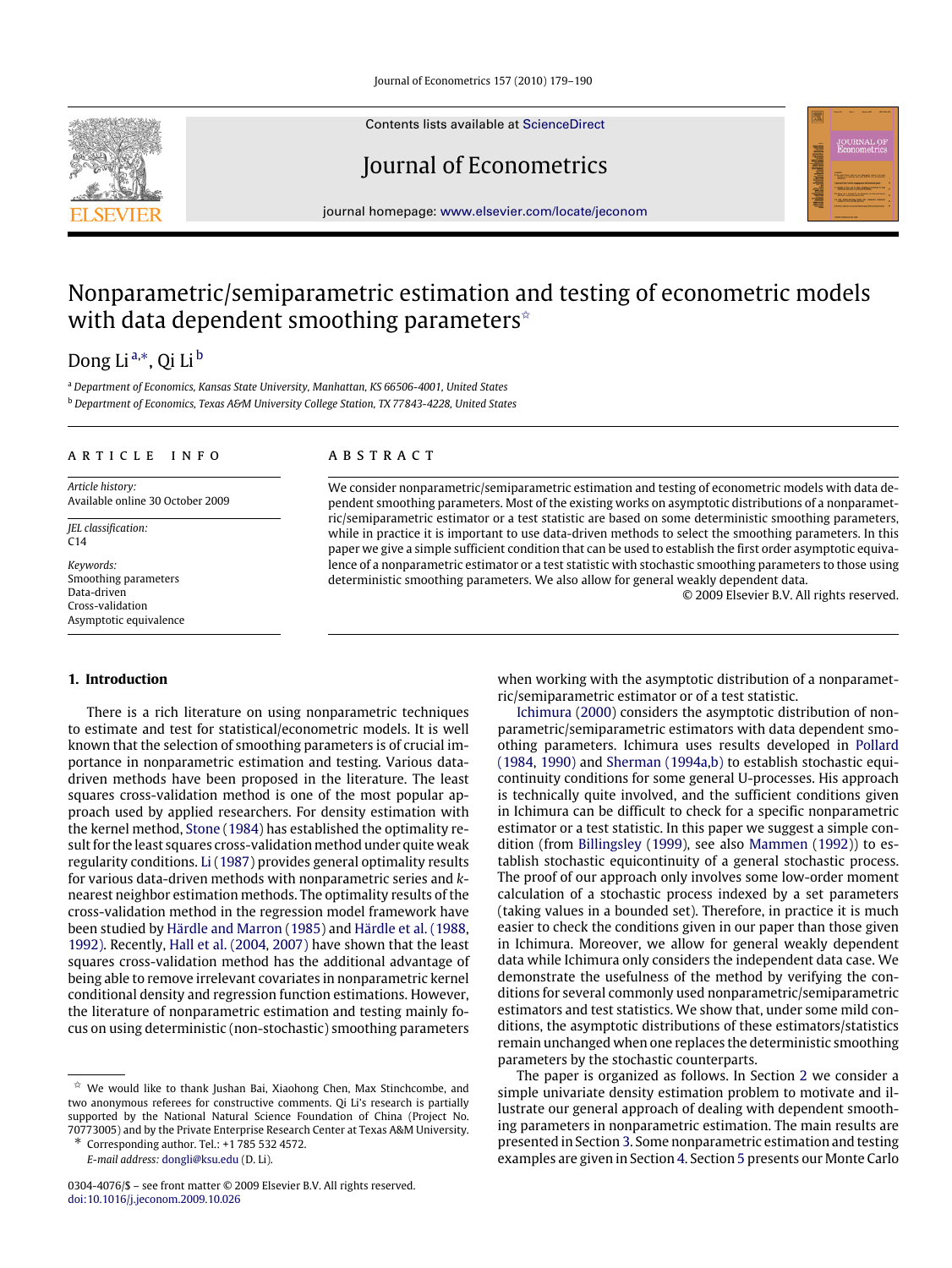# Nonparametric/semiparametric estimation and testing of econometric models with data dependent smoothing parameters[☆]

Dong Li[a,*], Qi Li[b]

[a] *Department of Economics, Kansas State University, Manhattan, KS 66506-4001, United States*

[b] *Department of Economics, Texas A&M University College Station, TX 77843-4228, United States*

## ARTICLE INFO

*Article history:*
Available online 30 October 2009

*JEL classification:*
C14

*Keywords:*
Smoothing parameters
Data-driven
Cross-validation
Asymptotic equivalence

## ABSTRACT

We consider nonparametric/semiparametric estimation and testing of econometric models with data dependent smoothing parameters. Most of the existing works on asymptotic distributions of a nonparametric/semiparametric estimator or a test statistic are based on some deterministic smoothing parameters, while in practice it is important to use data-driven methods to select the smoothing parameters. In this paper we give a simple sufficient condition that can be used to establish the first order asymptotic equivalence of a nonparametric estimator or a test statistic with stochastic smoothing parameters to those using deterministic smoothing parameters. We also allow for general weakly dependent data.

© 2009 Elsevier B.V. All rights reserved.

## 1. Introduction

There is a rich literature on using nonparametric techniques to estimate and test for statistical/econometric models. It is well known that the selection of smoothing parameters is of crucial importance in nonparametric estimation and testing. Various data-driven methods have been proposed in the literature. The least squares cross-validation method is one of the most popular approach used by applied researchers. For density estimation with the kernel method, Stone (1984) has established the optimality result for the least squares cross-validation method under quite weak regularity conditions. Li (1987) provides general optimality results for various data-driven methods with nonparametric series and $k$-nearest neighbor estimation methods. The optimality results of the cross-validation method in the regression model framework have been studied by Härdle and Marron (1985) and Härdle et al. (1988, 1992). Recently, Hall et al. (2004, 2007) have shown that the least squares cross-validation method has the additional advantage of being able to remove irrelevant covariates in nonparametric kernel conditional density and regression function estimations. However, the literature of nonparametric estimation and testing mainly focus on using deterministic (non-stochastic) smoothing parameters when working with the asymptotic distribution of a nonparametric/semiparametric estimator or of a test statistic.

Ichimura (2000) considers the asymptotic distribution of nonparametric/semiparametric estimators with data dependent smoothing parameters. Ichimura uses results developed in Pollard (1984, 1990) and Sherman (1994a,b) to establish stochastic equicontinuity conditions for some general U-processes. His approach is technically quite involved, and the sufficient conditions given in Ichimura can be difficult to check for a specific nonparametric estimator or a test statistic. In this paper we suggest a simple condition (from Billingsley (1999), see also Mammen (1992)) to establish stochastic equicontinuity of a general stochastic process. The proof of our approach only involves some low-order moment calculation of a stochastic process indexed by a set parameters (taking values in a bounded set). Therefore, in practice it is much easier to check the conditions given in our paper than those given in Ichimura. Moreover, we allow for general weakly dependent data while Ichimura only considers the independent data case. We demonstrate the usefulness of the method by verifying the conditions for several commonly used nonparametric/semiparametric estimators and test statistics. We show that, under some mild conditions, the asymptotic distributions of these estimators/statistics remain unchanged when one replaces the deterministic smoothing parameters by the stochastic counterparts.

The paper is organized as follows. In Section 2 we consider a simple univariate density estimation problem to motivate and illustrate our general approach of dealing with dependent smoothing parameters in nonparametric estimation. The main results are presented in Section 3. Some nonparametric estimation and testing examples are given in Section 4. Section 5 presents our Monte Carlo

---

☆ We would like to thank Jushan Bai, Xiaohong Chen, Max Stinchcombe, and two anonymous referees for constructive comments. Qi Li's research is partially supported by the National Natural Science Foundation of China (Project No. 70773005) and by the Private Enterprise Research Center at Texas A&M University.

\* Corresponding author. Tel.: +1 785 532 4572.
*E-mail address:* dongli@ksu.edu (D. Li).

0304-4076/$ – see front matter © 2009 Elsevier B.V. All rights reserved.
doi:10.1016/j.jeconom.2009.10.026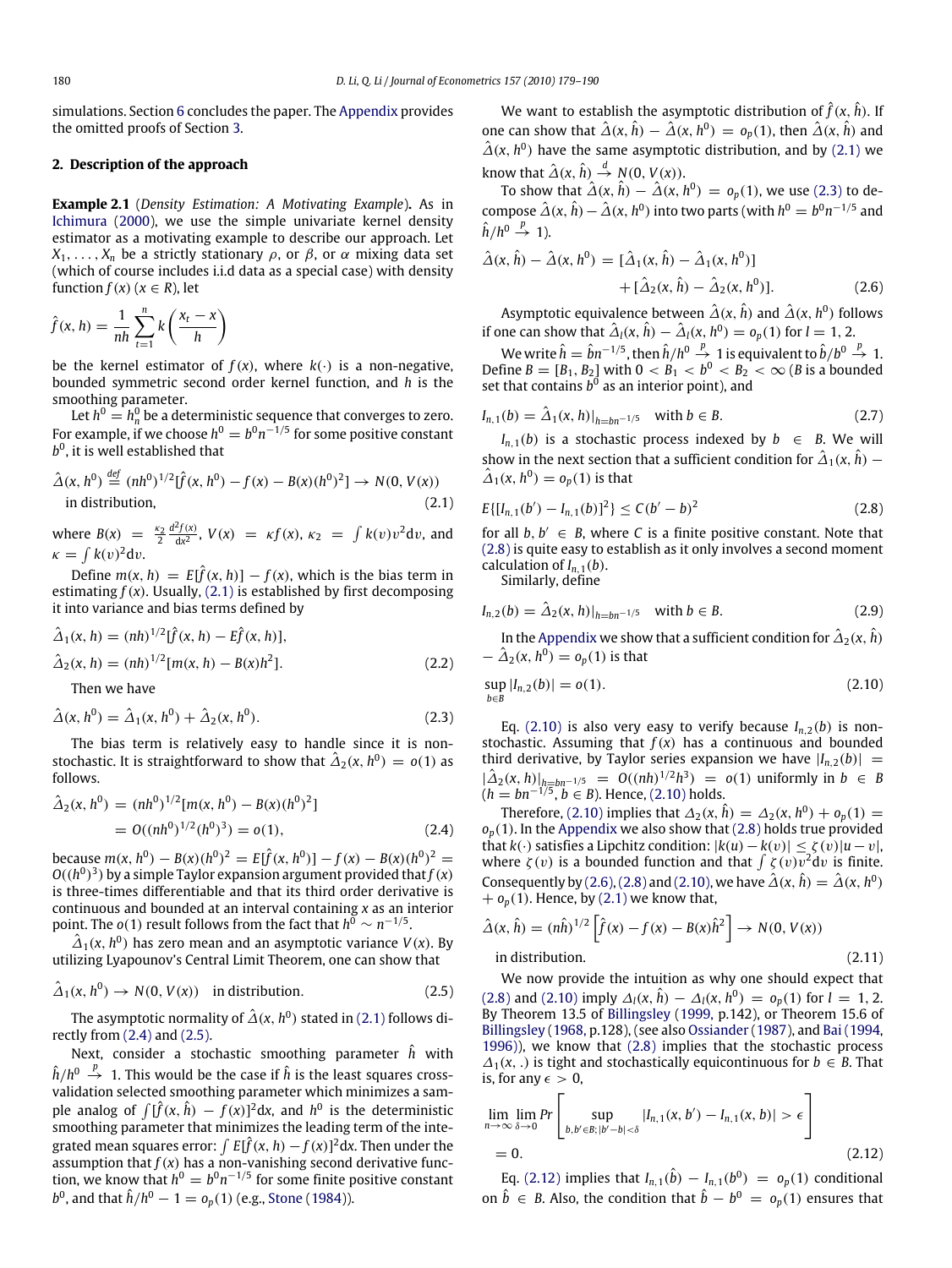simulations. Section 6 concludes the paper. The Appendix provides the omitted proofs of Section 3.

## 2. Description of the approach

**Example 2.1** (*Density Estimation: A Motivating Example*). As in Ichimura (2000), we use the simple univariate kernel density estimator as a motivating example to describe our approach. Let $X_1, \ldots, X_n$ be a strictly stationary $\rho$, or $\beta$, or $\alpha$ mixing data set (which of course includes i.i.d data as a special case) with density function $f(x)$ $(x \in R)$, let

$$\hat{f}(x, h) = \frac{1}{nh}\sum_{t=1}^{n} k\left(\frac{x_t - x}{h}\right)$$

be the kernel estimator of $f(x)$, where $k(\cdot)$ is a non-negative, bounded symmetric second order kernel function, and $h$ is the smoothing parameter.

Let $h^0 = h_n^0$ be a deterministic sequence that converges to zero. For example, if we choose $h^0 = b^0 n^{-1/5}$ for some positive constant $b^0$, it is well established that

$$\hat{\Delta}(x, h^0) \stackrel{def}{=} (nh^0)^{1/2}[\hat{f}(x, h^0) - f(x) - B(x)(h^0)^2] \to N(0, V(x)) \quad \text{in distribution,} \tag{2.1}$$

where $B(x) = \frac{\kappa_2}{2}\frac{d^2 f(x)}{dx^2}$, $V(x) = \kappa f(x)$, $\kappa_2 = \int k(v)v^2 dv$, and $\kappa = \int k(v)^2 dv$.

Define $m(x, h) = E[\hat{f}(x, h)] - f(x)$, which is the bias term in estimating $f(x)$. Usually, (2.1) is established by first decomposing it into variance and bias terms defined by

$$\hat{\Delta}_1(x, h) = (nh)^{1/2}[\hat{f}(x, h) - E\hat{f}(x, h)],$$
$$\hat{\Delta}_2(x, h) = (nh)^{1/2}[m(x, h) - B(x)h^2]. \tag{2.2}$$

Then we have

$$\hat{\Delta}(x, h^0) = \hat{\Delta}_1(x, h^0) + \hat{\Delta}_2(x, h^0). \tag{2.3}$$

The bias term is relatively easy to handle since it is non-stochastic. It is straightforward to show that $\hat{\Delta}_2(x, h^0) = o(1)$ as follows.

$$\hat{\Delta}_2(x, h^0) = (nh^0)^{1/2}[m(x, h^0) - B(x)(h^0)^2] = O((nh^0)^{1/2}(h^0)^3) = o(1), \tag{2.4}$$

because $m(x, h^0) - B(x)(h^0)^2 = E[\hat{f}(x, h^0)] - f(x) - B(x)(h^0)^2 = O((h^0)^3)$ by a simple Taylor expansion argument provided that $f(x)$ is three-times differentiable and that its third order derivative is continuous and bounded at an interval containing $x$ as an interior point. The $o(1)$ result follows from the fact that $h^0 \sim n^{-1/5}$.

$\hat{\Delta}_1(x, h^0)$ has zero mean and an asymptotic variance $V(x)$. By utilizing Lyapounov's Central Limit Theorem, one can show that

$$\hat{\Delta}_1(x, h^0) \to N(0, V(x)) \quad \text{in distribution.} \tag{2.5}$$

The asymptotic normality of $\hat{\Delta}(x, h^0)$ stated in (2.1) follows directly from (2.4) and (2.5).

Next, consider a stochastic smoothing parameter $\hat{h}$ with $\hat{h}/h^0 \stackrel{p}{\to} 1$. This would be the case if $\hat{h}$ is the least squares cross-validation selected smoothing parameter which minimizes a sample analog of $\int[\hat{f}(x, \hat{h}) - f(x)]^2 dx$, and $h^0$ is the deterministic smoothing parameter that minimizes the leading term of the integrated mean squares error: $\int E[\hat{f}(x, h) - f(x)]^2 dx$. Then under the assumption that $f(x)$ has a non-vanishing second derivative function, we know that $h^0 = b^0 n^{-1/5}$ for some finite positive constant $b^0$, and that $\hat{h}/h^0 - 1 = o_p(1)$ (e.g., Stone (1984)).

We want to establish the asymptotic distribution of $\hat{f}(x, \hat{h})$. If one can show that $\hat{\Delta}(x, \hat{h}) - \hat{\Delta}(x, h^0) = o_p(1)$, then $\hat{\Delta}(x, \hat{h})$ and $\hat{\Delta}(x, h^0)$ have the same asymptotic distribution, and by (2.1) we know that $\hat{\Delta}(x, \hat{h}) \stackrel{d}{\to} N(0, V(x))$.

To show that $\hat{\Delta}(x, \hat{h}) - \hat{\Delta}(x, h^0) = o_p(1)$, we use (2.3) to decompose $\hat{\Delta}(x, \hat{h}) - \hat{\Delta}(x, h^0)$ into two parts (with $h^0 = b^0 n^{-1/5}$ and $\hat{h}/h^0 \stackrel{p}{\to} 1$).

$$\hat{\Delta}(x, \hat{h}) - \hat{\Delta}(x, h^0) = [\hat{\Delta}_1(x, \hat{h}) - \hat{\Delta}_1(x, h^0)] + [\hat{\Delta}_2(x, \hat{h}) - \hat{\Delta}_2(x, h^0)]. \tag{2.6}$$

Asymptotic equivalence between $\hat{\Delta}(x, \hat{h})$ and $\hat{\Delta}(x, h^0)$ follows if one can show that $\hat{\Delta}_l(x, \hat{h}) - \hat{\Delta}_l(x, h^0) = o_p(1)$ for $l = 1, 2$.

We write $\hat{h} = \hat{b}n^{-1/5}$, then $\hat{h}/h^0 \stackrel{p}{\to} 1$ is equivalent to $\hat{b}/b^0 \stackrel{p}{\to} 1$. Define $B = [B_1, B_2]$ with $0 < B_1 < b^0 < B_2 < \infty$ ($B$ is a bounded set that contains $b^0$ as an interior point), and

$$I_{n,1}(b) = \hat{\Delta}_1(x, h)|_{h=bn^{-1/5}} \quad \text{with } b \in B. \tag{2.7}$$

$I_{n,1}(b)$ is a stochastic process indexed by $b \in B$. We will show in the next section that a sufficient condition for $\hat{\Delta}_1(x, \hat{h}) - \hat{\Delta}_1(x, h^0) = o_p(1)$ is that

$$E\{[I_{n,1}(b') - I_{n,1}(b)]^2\} \le C(b' - b)^2 \tag{2.8}$$

for all $b, b' \in B$, where $C$ is a finite positive constant. Note that (2.8) is quite easy to establish as it only involves a second moment calculation of $I_{n,1}(b)$.

Similarly, define

$$I_{n,2}(b) = \hat{\Delta}_2(x, h)|_{h=bn^{-1/5}} \quad \text{with } b \in B. \tag{2.9}$$

In the Appendix we show that a sufficient condition for $\hat{\Delta}_2(x, \hat{h}) - \hat{\Delta}_2(x, h^0) = o_p(1)$ is that

$$\sup_{b \in B} |I_{n,2}(b)| = o(1). \tag{2.10}$$

Eq. (2.10) is also very easy to verify because $I_{n,2}(b)$ is non-stochastic. Assuming that $f(x)$ has a continuous and bounded third derivative, by Taylor series expansion we have $|I_{n,2}(b)| = |\hat{\Delta}_2(x, h)|_{h=bn^{-1/5}} = O((nh)^{1/2}h^3) = o(1)$ uniformly in $b \in B$ ($h = bn^{-1/5}$, $b \in B$). Hence, (2.10) holds.

Therefore, (2.10) implies that $\Delta_2(x, \hat{h}) = \Delta_2(x, h^0) + o_p(1) = o_p(1)$. In the Appendix we also show that (2.8) holds true provided that $k(\cdot)$ satisfies a Lipchitz condition: $|k(u) - k(v)| \le \zeta(v)|u - v|$, where $\zeta(v)$ is a bounded function and that $\int \zeta(v)v^2 dv$ is finite. Consequently by (2.6), (2.8) and (2.10), we have $\hat{\Delta}(x, \hat{h}) = \hat{\Delta}(x, h^0) + o_p(1)$. Hence, by (2.1) we know that,

$$\hat{\Delta}(x, \hat{h}) = (n\hat{h})^{1/2}\left[\hat{f}(x) - f(x) - B(x)\hat{h}^2\right] \to N(0, V(x)) \quad \text{in distribution.} \tag{2.11}$$

We now provide the intuition as why one should expect that (2.8) and (2.10) imply $\Delta_l(x, \hat{h}) - \Delta_l(x, h^0) = o_p(1)$ for $l = 1, 2$. By Theorem 13.5 of Billingsley (1999, p.142), or Theorem 15.6 of Billingsley (1968, p.128), (see also Ossiander (1987), and Bai (1994, 1996)), we know that (2.8) implies that the stochastic process $\Delta_1(x, .)$ is tight and stochastically equicontinuous for $b \in B$. That is, for any $\epsilon > 0$,

$$\lim_{n\to\infty}\lim_{\delta\to 0} Pr\left[\sup_{b,b' \in B; |b'-b|<\delta} |I_{n,1}(x, b') - I_{n,1}(x, b)| > \epsilon\right] = 0. \tag{2.12}$$

Eq. (2.12) implies that $I_{n,1}(\hat{b}) - I_{n,1}(b^0) = o_p(1)$ conditional on $\hat{b} \in B$. Also, the condition that $\hat{b} - b^0 = o_p(1)$ ensures that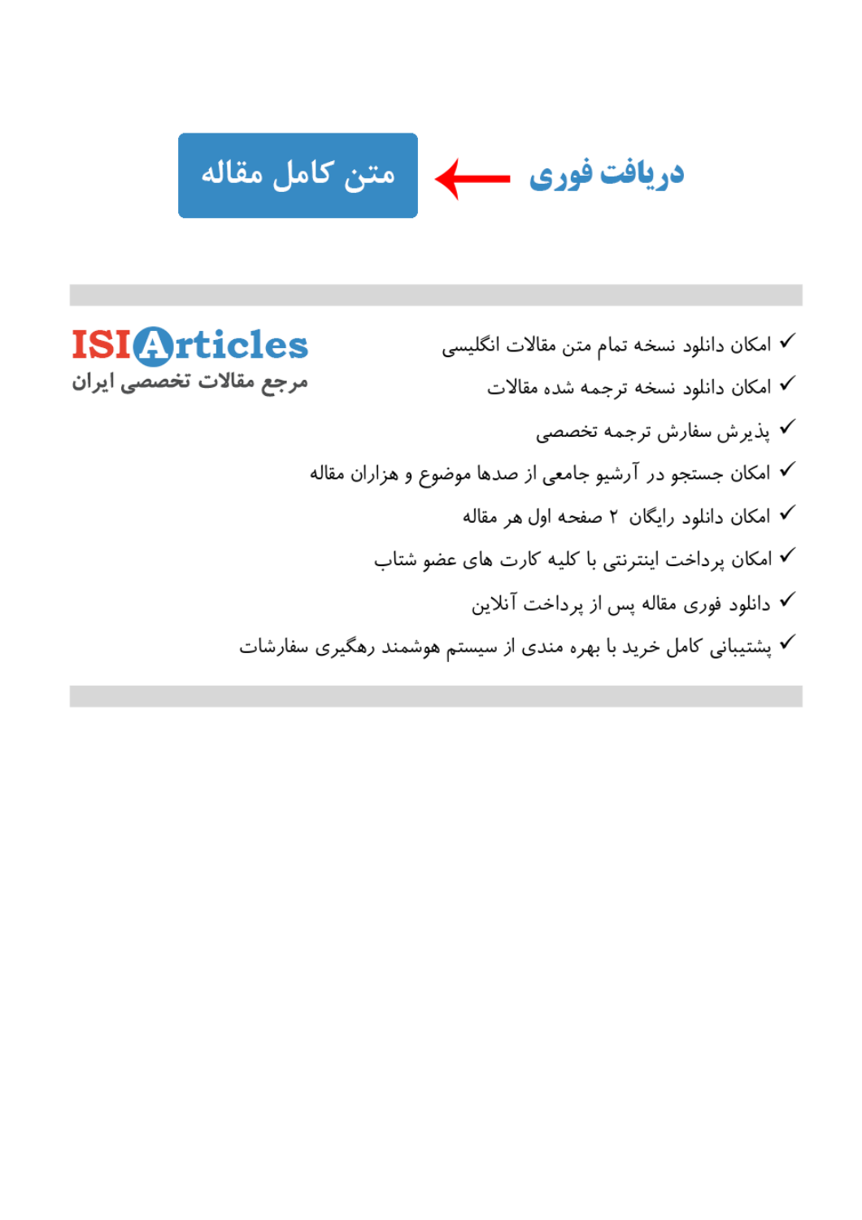دریافت فوری ← **متن کامل مقاله**

**ISIArticles**
مرجع مقالات تخصصی ایران

- ✓ امکان دانلود نسخه تمام متن مقالات انگلیسی
- ✓ امکان دانلود نسخه ترجمه شده مقالات
- ✓ پذیرش سفارش ترجمه تخصصی
- ✓ امکان جستجو در آرشیو جامعی از صدها موضوع و هزاران مقاله
- ✓ امکان دانلود رایگان ۲ صفحه اول هر مقاله
- ✓ امکان پرداخت اینترنتی با کلیه کارت های عضو شتاب
- ✓ دانلود فوری مقاله پس از پرداخت آنلاین
- ✓ پشتیبانی کامل خرید با بهره مندی از سیستم هوشمند رهگیری سفارشات